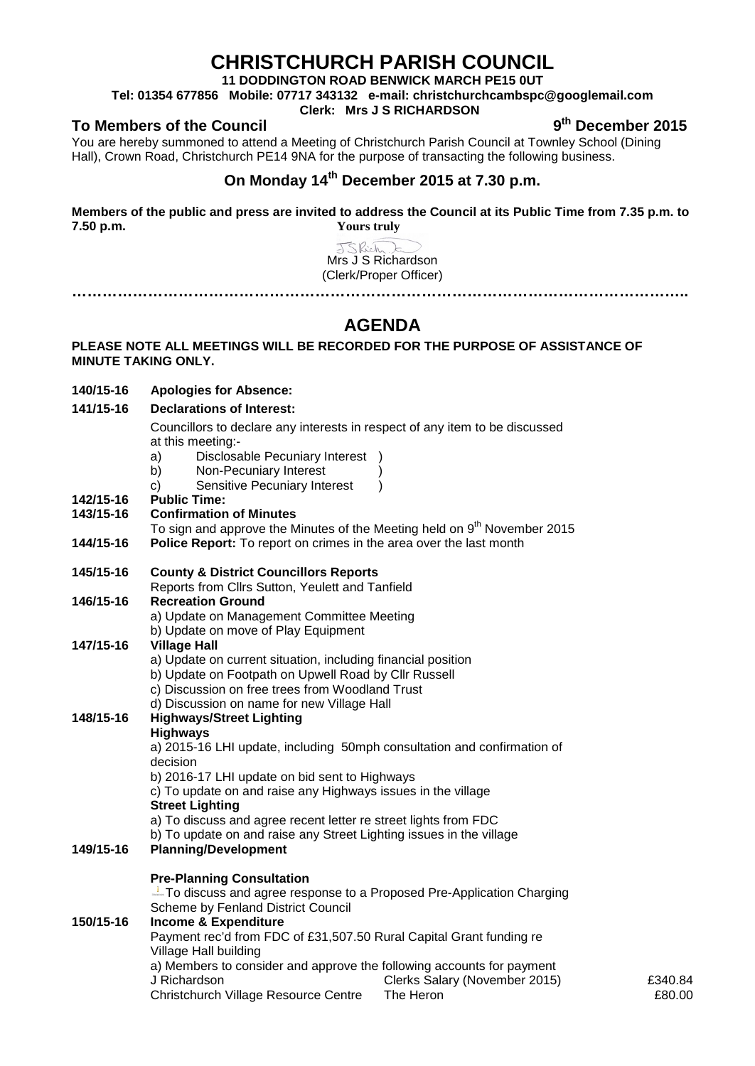# CHRISTCHURCH PARISH COUNCIL

**11 DODDINGTON ROAD BENWICK MARCH PE15 0UT**

**Tel: 01354 677856 Mobile: 07717 343132 e-mail: christchurchcambspc@googlemail.com**

**Clerk: Mrs J S RICHARDSON**

**To Members of the Council** **9th December 2015**

You are hereby summoned to attend a Meeting of Christchurch Parish Council at Townley School (Dining Hall), Crown Road, Christchurch PE14 9NA for the purpose of transacting the following business.

## On Monday 14th December 2015 at 7.30 p.m.

**Members of the public and press are invited to address the Council at its Public Time from 7.35 p.m. to 7.50 p.m.**

**Yours truly**

Mrs J S Richardson
(Clerk/Proper Officer)

………………………………………………………………………………………………………….

## AGENDA

**PLEASE NOTE ALL MEETINGS WILL BE RECORDED FOR THE PURPOSE OF ASSISTANCE OF MINUTE TAKING ONLY.**

**140/15-16 Apologies for Absence:**

**141/15-16 Declarations of Interest:**

Councillors to declare any interests in respect of any item to be discussed at this meeting:-

a) Disclosable Pecuniary Interest )
b) Non-Pecuniary Interest )
c) Sensitive Pecuniary Interest )

**142/15-16 Public Time:**

**143/15-16 Confirmation of Minutes**

To sign and approve the Minutes of the Meeting held on 9th November 2015

**144/15-16 Police Report:** To report on crimes in the area over the last month

**145/15-16 County & District Councillors Reports**

Reports from Cllrs Sutton, Yeulett and Tanfield

**146/15-16 Recreation Ground**

a) Update on Management Committee Meeting
b) Update on move of Play Equipment

**147/15-16 Village Hall**

a) Update on current situation, including financial position
b) Update on Footpath on Upwell Road by Cllr Russell
c) Discussion on free trees from Woodland Trust
d) Discussion on name for new Village Hall

**148/15-16 Highways/Street Lighting**

**Highways**

a) 2015-16 LHI update, including 50mph consultation and confirmation of decision
b) 2016-17 LHI update on bid sent to Highways
c) To update on and raise any Highways issues in the village

**Street Lighting**

a) To discuss and agree recent letter re street lights from FDC
b) To update on and raise any Street Lighting issues in the village

**149/15-16 Planning/Development**

**Pre-Planning Consultation**

To discuss and agree response to a Proposed Pre-Application Charging Scheme by Fenland District Council

**150/15-16 Income & Expenditure**

Payment rec'd from FDC of £31,507.50 Rural Capital Grant funding re Village Hall building

a) Members to consider and approve the following accounts for payment

| | | |
|---|---|---|
| J Richardson | Clerks Salary (November 2015) | £340.84 |
| Christchurch Village Resource Centre | The Heron | £80.00 |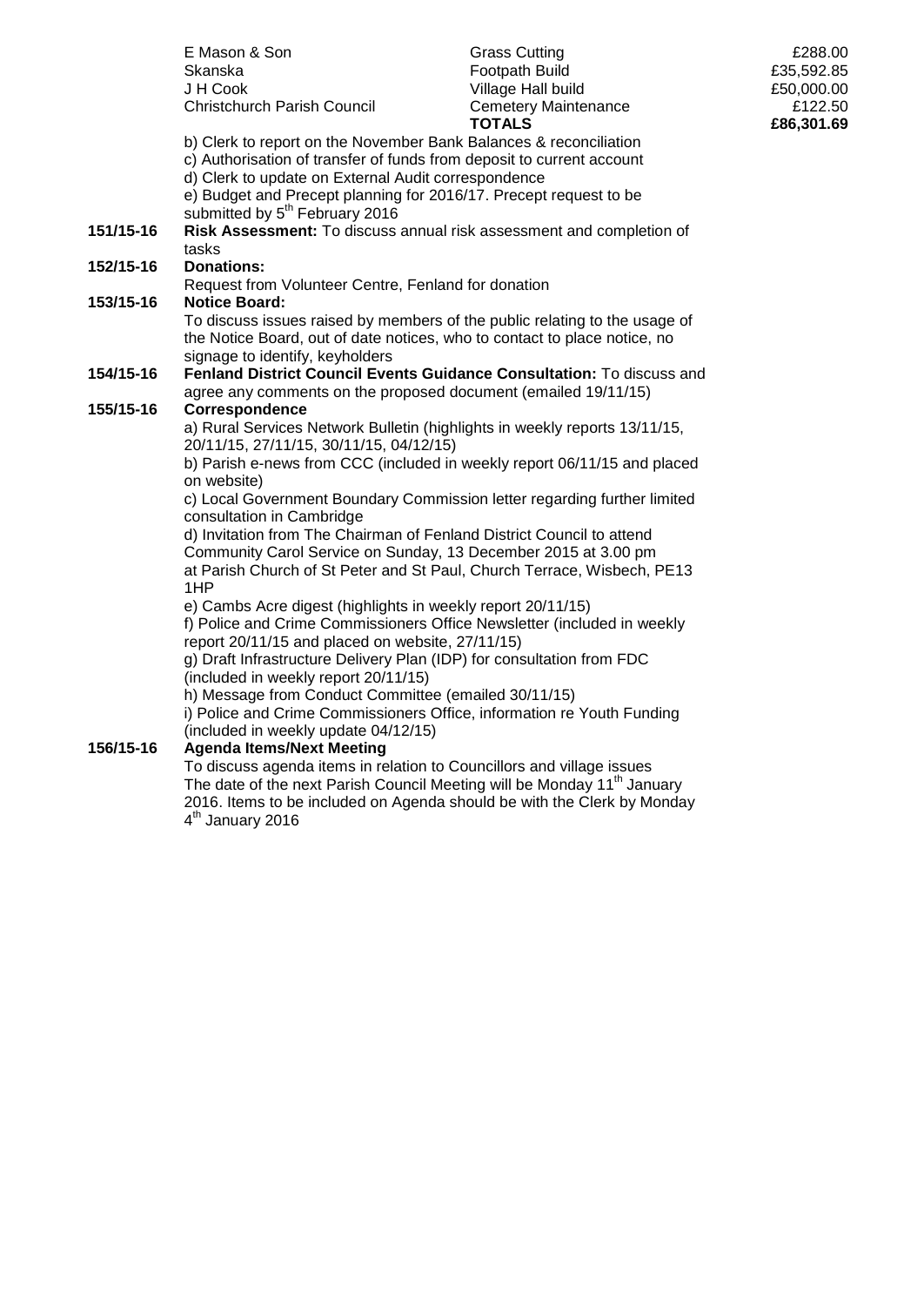| | | |
|---|---|---|
| E Mason & Son | Grass Cutting | £288.00 |
| Skanska | Footpath Build | £35,592.85 |
| J H Cook | Village Hall build | £50,000.00 |
| Christchurch Parish Council | Cemetery Maintenance | £122.50 |
| | **TOTALS** | **£86,301.69** |

b) Clerk to report on the November Bank Balances & reconciliation
c) Authorisation of transfer of funds from deposit to current account
d) Clerk to update on External Audit correspondence
e) Budget and Precept planning for 2016/17. Precept request to be submitted by 5th February 2016

**151/15-16** **Risk Assessment:** To discuss annual risk assessment and completion of tasks

**152/15-16** **Donations:**
Request from Volunteer Centre, Fenland for donation

**153/15-16** **Notice Board:**
To discuss issues raised by members of the public relating to the usage of the Notice Board, out of date notices, who to contact to place notice, no signage to identify, keyholders

**154/15-16** **Fenland District Council Events Guidance Consultation:** To discuss and agree any comments on the proposed document (emailed 19/11/15)

**155/15-16** **Correspondence**
a) Rural Services Network Bulletin (highlights in weekly reports 13/11/15, 20/11/15, 27/11/15, 30/11/15, 04/12/15)
b) Parish e-news from CCC (included in weekly report 06/11/15 and placed on website)
c) Local Government Boundary Commission letter regarding further limited consultation in Cambridge
d) Invitation from The Chairman of Fenland District Council to attend Community Carol Service on Sunday, 13 December 2015 at 3.00 pm at Parish Church of St Peter and St Paul, Church Terrace, Wisbech, PE13 1HP
e) Cambs Acre digest (highlights in weekly report 20/11/15)
f) Police and Crime Commissioners Office Newsletter (included in weekly report 20/11/15 and placed on website, 27/11/15)
g) Draft Infrastructure Delivery Plan (IDP) for consultation from FDC (included in weekly report 20/11/15)
h) Message from Conduct Committee (emailed 30/11/15)
i) Police and Crime Commissioners Office, information re Youth Funding (included in weekly update 04/12/15)

**156/15-16** **Agenda Items/Next Meeting**
To discuss agenda items in relation to Councillors and village issues
The date of the next Parish Council Meeting will be Monday 11th January 2016. Items to be included on Agenda should be with the Clerk by Monday 4th January 2016